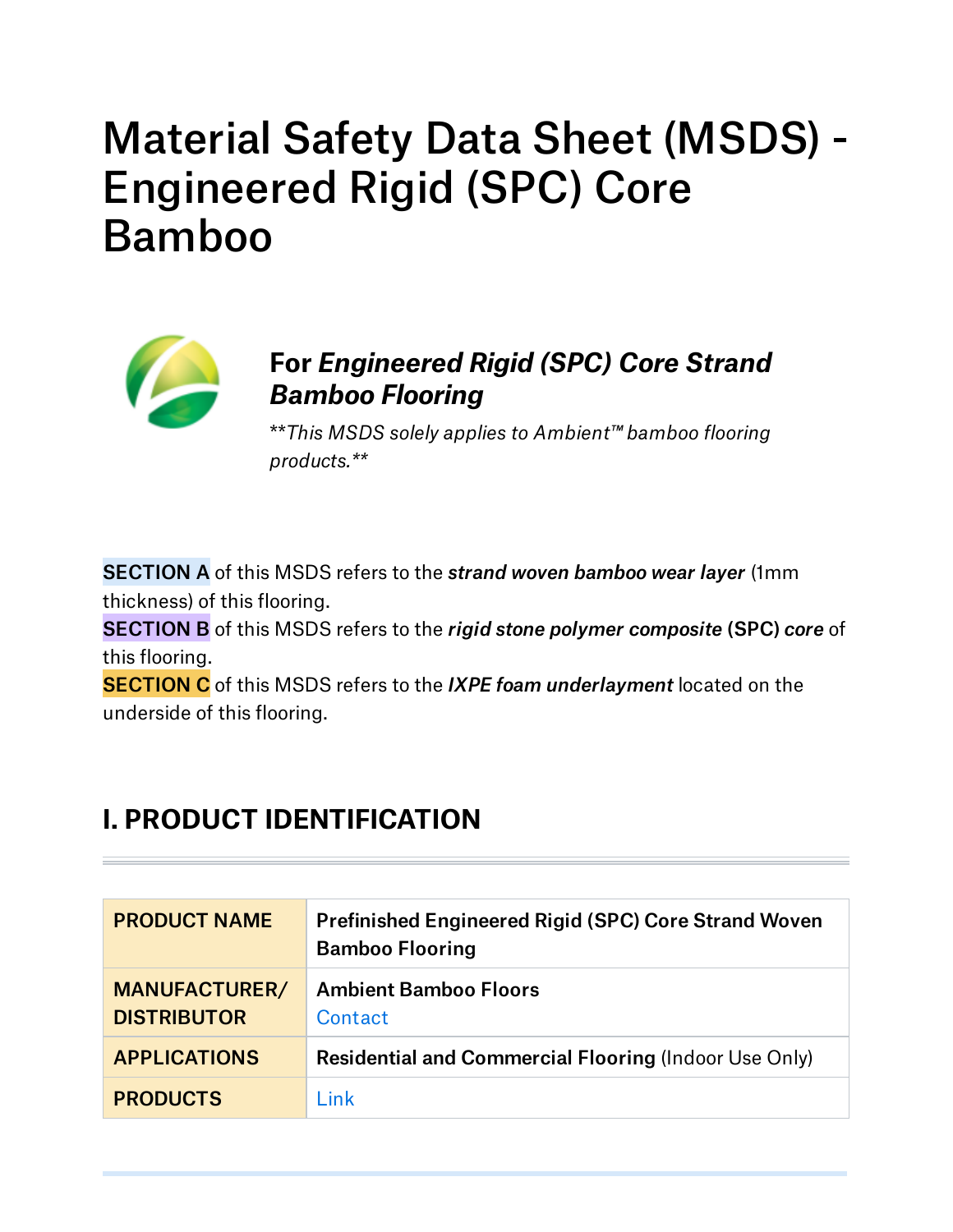# Material Safety Data Sheet (MSDS) - Engineered Rigid (SPC) Core Bamboo

### For *Engineered Rigid (SPC) Core Strand Bamboo Flooring*

*\*\*This MSDS solely applies to Ambient™ bamboo flooring products.\*\**

**SECTION A** of this MSDS refers to the ***strand woven bamboo wear layer*** (1mm thickness) of this flooring.
**SECTION B** of this MSDS refers to the ***rigid stone polymer composite* (SPC) *core*** of this flooring.
**SECTION C** of this MSDS refers to the ***IXPE foam underlayment*** located on the underside of this flooring.

## I. PRODUCT IDENTIFICATION

| | |
|---|---|
| **PRODUCT NAME** | **Prefinished Engineered Rigid (SPC) Core Strand Woven Bamboo Flooring** |
| **MANUFACTURER/ DISTRIBUTOR** | **Ambient Bamboo Floors**<br>Contact |
| **APPLICATIONS** | **Residential and Commercial Flooring** (Indoor Use Only) |
| **PRODUCTS** | Link |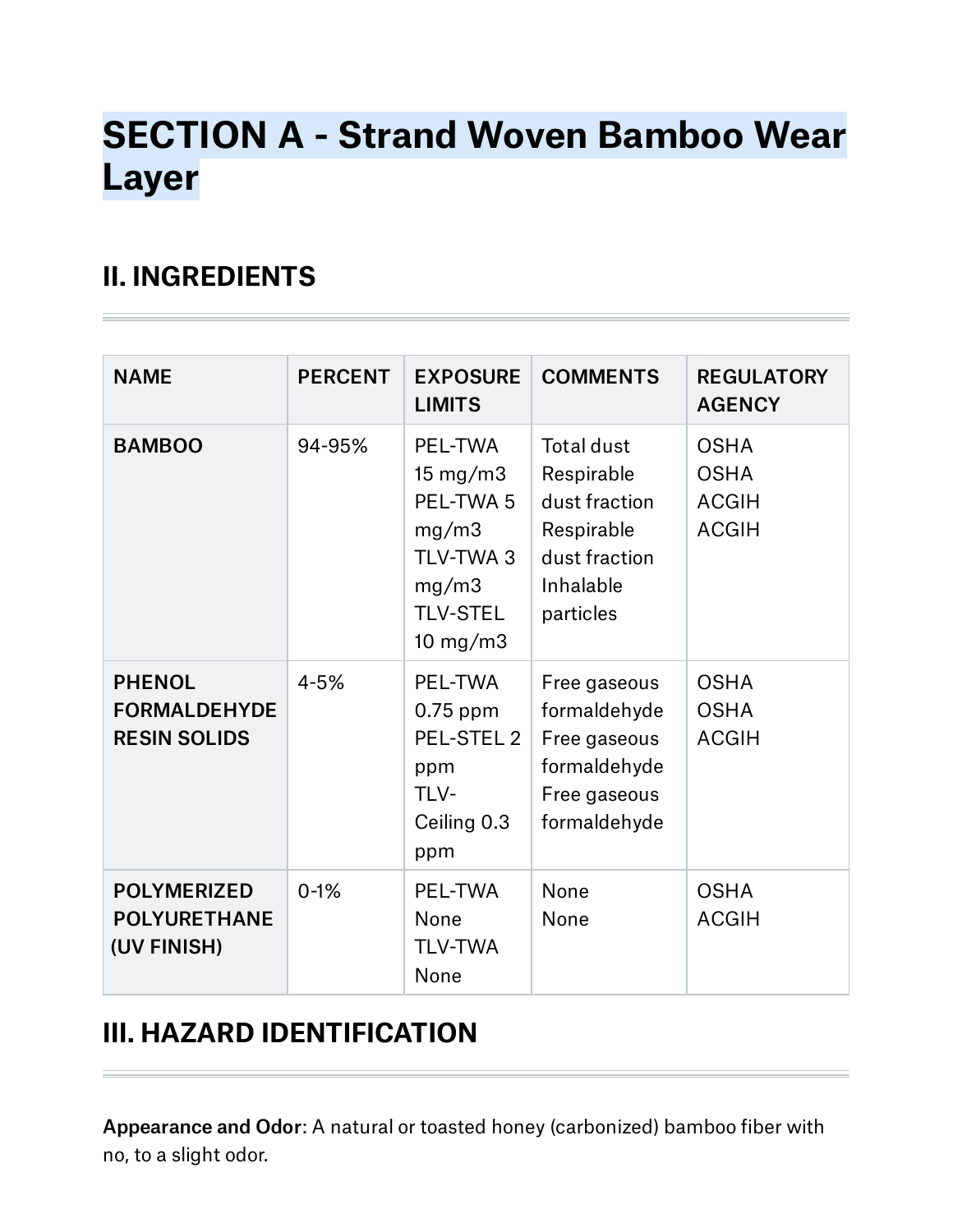# SECTION A - Strand Woven Bamboo Wear Layer

## II. INGREDIENTS

| NAME | PERCENT | EXPOSURE LIMITS | COMMENTS | REGULATORY AGENCY |
|---|---|---|---|---|
| **BAMBOO** | 94-95% | PEL-TWA 15 mg/m3<br>PEL-TWA 5 mg/m3<br>TLV-TWA 3 mg/m3<br>TLV-STEL 10 mg/m3 | Total dust<br>Respirable dust fraction<br>Respirable dust fraction<br>Inhalable particles | OSHA<br>OSHA<br>ACGIH<br>ACGIH |
| **PHENOL FORMALDEHYDE RESIN SOLIDS** | 4-5% | PEL-TWA 0.75 ppm<br>PEL-STEL 2 ppm<br>TLV-Ceiling 0.3 ppm | Free gaseous formaldehyde<br>Free gaseous formaldehyde<br>Free gaseous formaldehyde | OSHA<br>OSHA<br>ACGIH |
| **POLYMERIZED POLYURETHANE (UV FINISH)** | 0-1% | PEL-TWA None<br>TLV-TWA None | None<br>None | OSHA<br>ACGIH |

## III. HAZARD IDENTIFICATION

**Appearance and Odor**: A natural or toasted honey (carbonized) bamboo fiber with no, to a slight odor.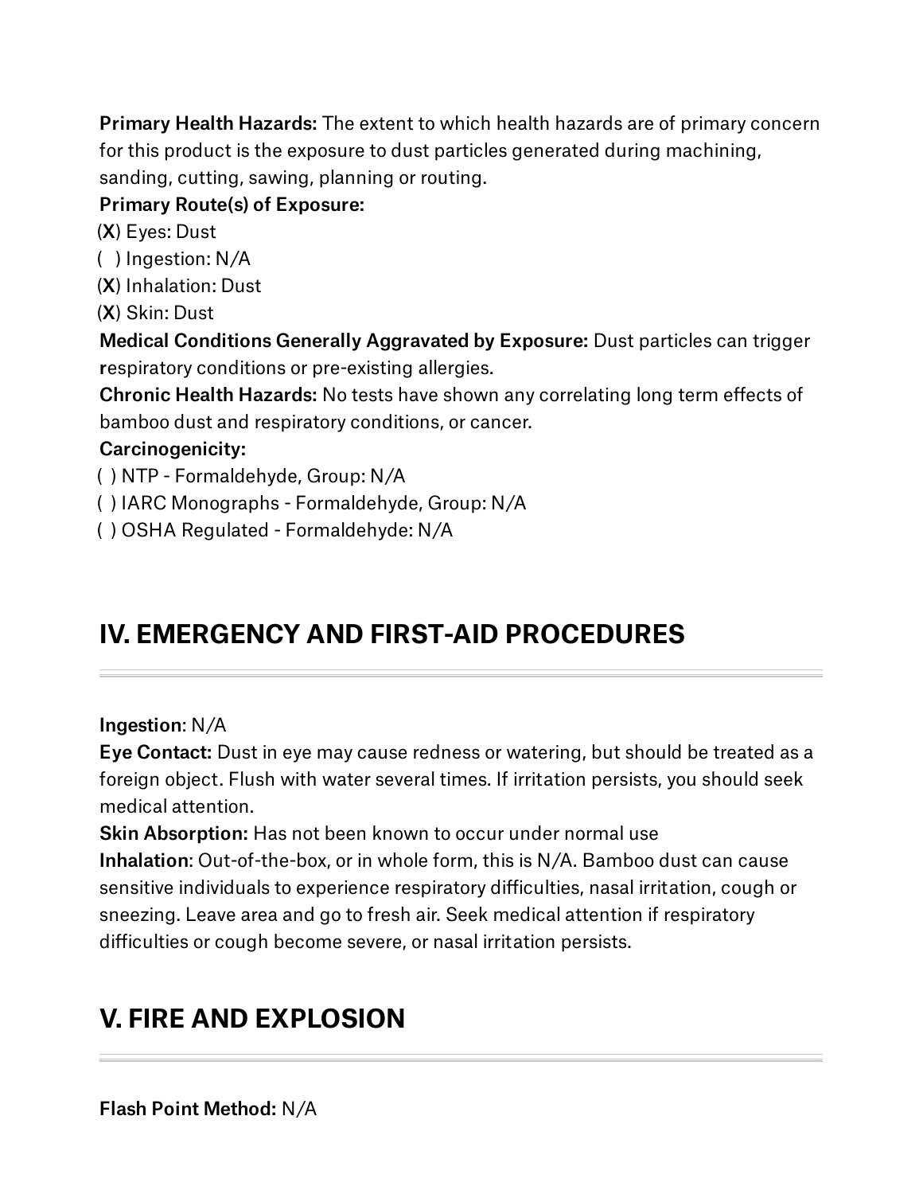**Primary Health Hazards:** The extent to which health hazards are of primary concern for this product is the exposure to dust particles generated during machining, sanding, cutting, sawing, planning or routing.

**Primary Route(s) of Exposure:**

(**X**) Eyes: Dust
( ) Ingestion: N/A
(**X**) Inhalation: Dust
(**X**) Skin: Dust

**Medical Conditions Generally Aggravated by Exposure:** Dust particles can trigger **r**espiratory conditions or pre-existing allergies.

**Chronic Health Hazards:** No tests have shown any correlating long term effects of bamboo dust and respiratory conditions, or cancer.

**Carcinogenicity:**

( ) NTP - Formaldehyde, Group: N/A
( ) IARC Monographs - Formaldehyde, Group: N/A
( ) OSHA Regulated - Formaldehyde: N/A

## IV. EMERGENCY AND FIRST-AID PROCEDURES

**Ingestion**: N/A

**Eye Contact:** Dust in eye may cause redness or watering, but should be treated as a foreign object. Flush with water several times. If irritation persists, you should seek medical attention.

**Skin Absorption:** Has not been known to occur under normal use

**Inhalation**: Out-of-the-box, or in whole form, this is N/A. Bamboo dust can cause sensitive individuals to experience respiratory difficulties, nasal irritation, cough or sneezing. Leave area and go to fresh air. Seek medical attention if respiratory difficulties or cough become severe, or nasal irritation persists.

## V. FIRE AND EXPLOSION

**Flash Point Method:** N/A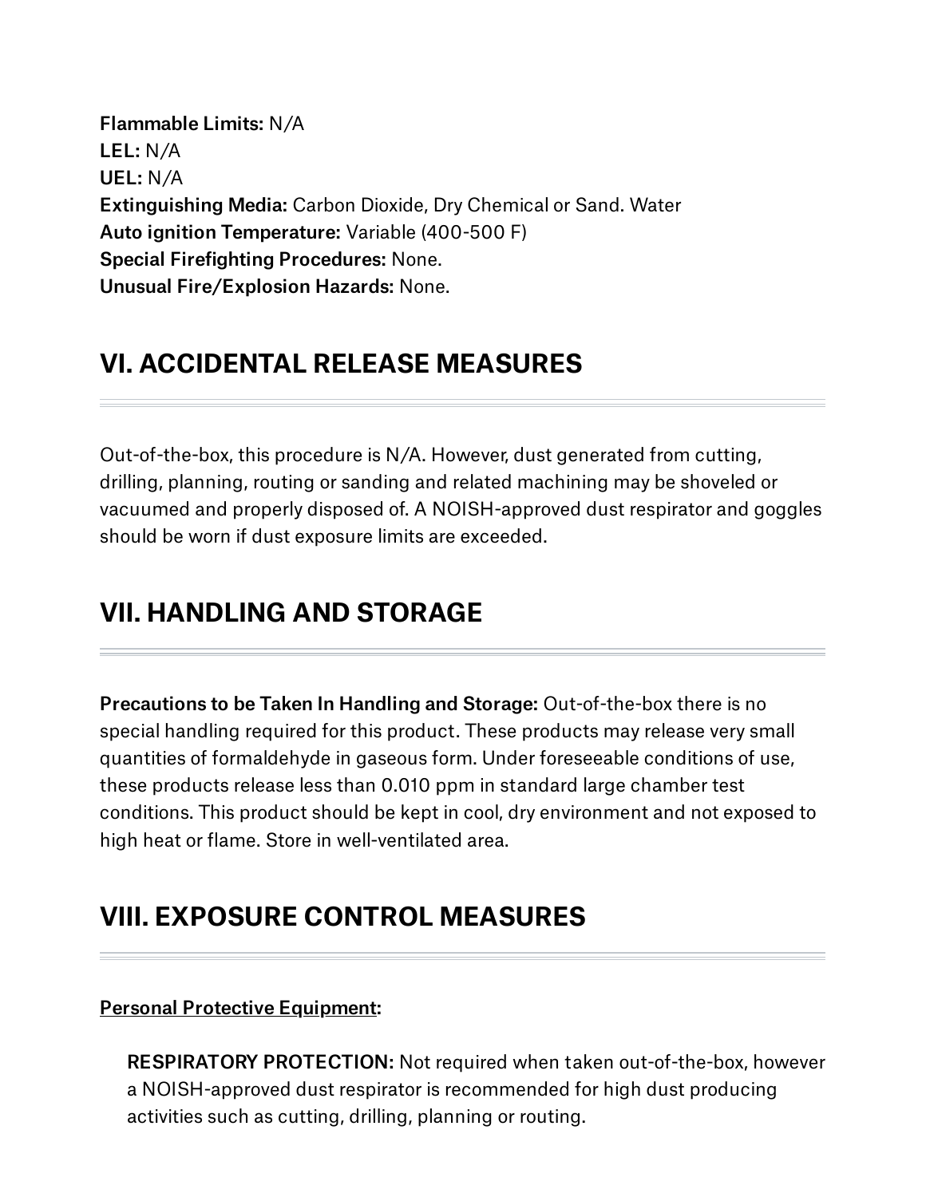**Flammable Limits:** N/A
**LEL:** N/A
**UEL:** N/A
**Extinguishing Media:** Carbon Dioxide, Dry Chemical or Sand. Water
**Auto ignition Temperature:** Variable (400-500 F)
**Special Firefighting Procedures:** None.
**Unusual Fire/Explosion Hazards:** None.

## VI. ACCIDENTAL RELEASE MEASURES

Out-of-the-box, this procedure is N/A. However, dust generated from cutting, drilling, planning, routing or sanding and related machining may be shoveled or vacuumed and properly disposed of. A NOISH-approved dust respirator and goggles should be worn if dust exposure limits are exceeded.

## VII. HANDLING AND STORAGE

**Precautions to be Taken In Handling and Storage:** Out-of-the-box there is no special handling required for this product. These products may release very small quantities of formaldehyde in gaseous form. Under foreseeable conditions of use, these products release less than 0.010 ppm in standard large chamber test conditions. This product should be kept in cool, dry environment and not exposed to high heat or flame. Store in well-ventilated area.

## VIII. EXPOSURE CONTROL MEASURES

**Personal Protective Equipment:**

**RESPIRATORY PROTECTION:** Not required when taken out-of-the-box, however a NOISH-approved dust respirator is recommended for high dust producing activities such as cutting, drilling, planning or routing.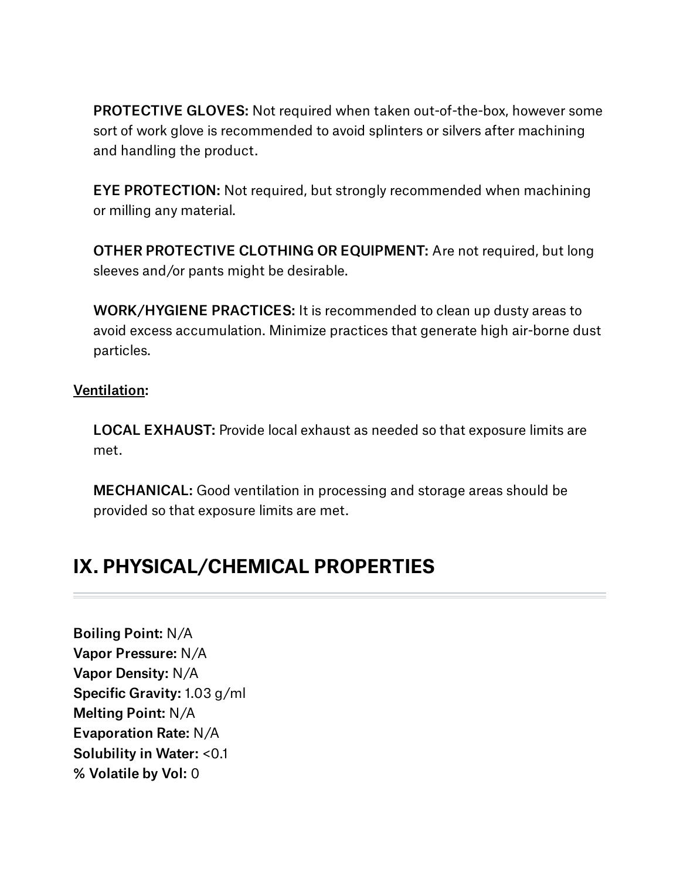**PROTECTIVE GLOVES:** Not required when taken out-of-the-box, however some sort of work glove is recommended to avoid splinters or silvers after machining and handling the product.

**EYE PROTECTION:** Not required, but strongly recommended when machining or milling any material.

**OTHER PROTECTIVE CLOTHING OR EQUIPMENT:** Are not required, but long sleeves and/or pants might be desirable.

**WORK/HYGIENE PRACTICES:** It is recommended to clean up dusty areas to avoid excess accumulation. Minimize practices that generate high air-borne dust particles.

**Ventilation:**

**LOCAL EXHAUST:** Provide local exhaust as needed so that exposure limits are met.

**MECHANICAL:** Good ventilation in processing and storage areas should be provided so that exposure limits are met.

## IX. PHYSICAL/CHEMICAL PROPERTIES

**Boiling Point:** N/A
**Vapor Pressure:** N/A
**Vapor Density:** N/A
**Specific Gravity:** 1.03 g/ml
**Melting Point:** N/A
**Evaporation Rate:** N/A
**Solubility in Water:** <0.1
**% Volatile by Vol:** 0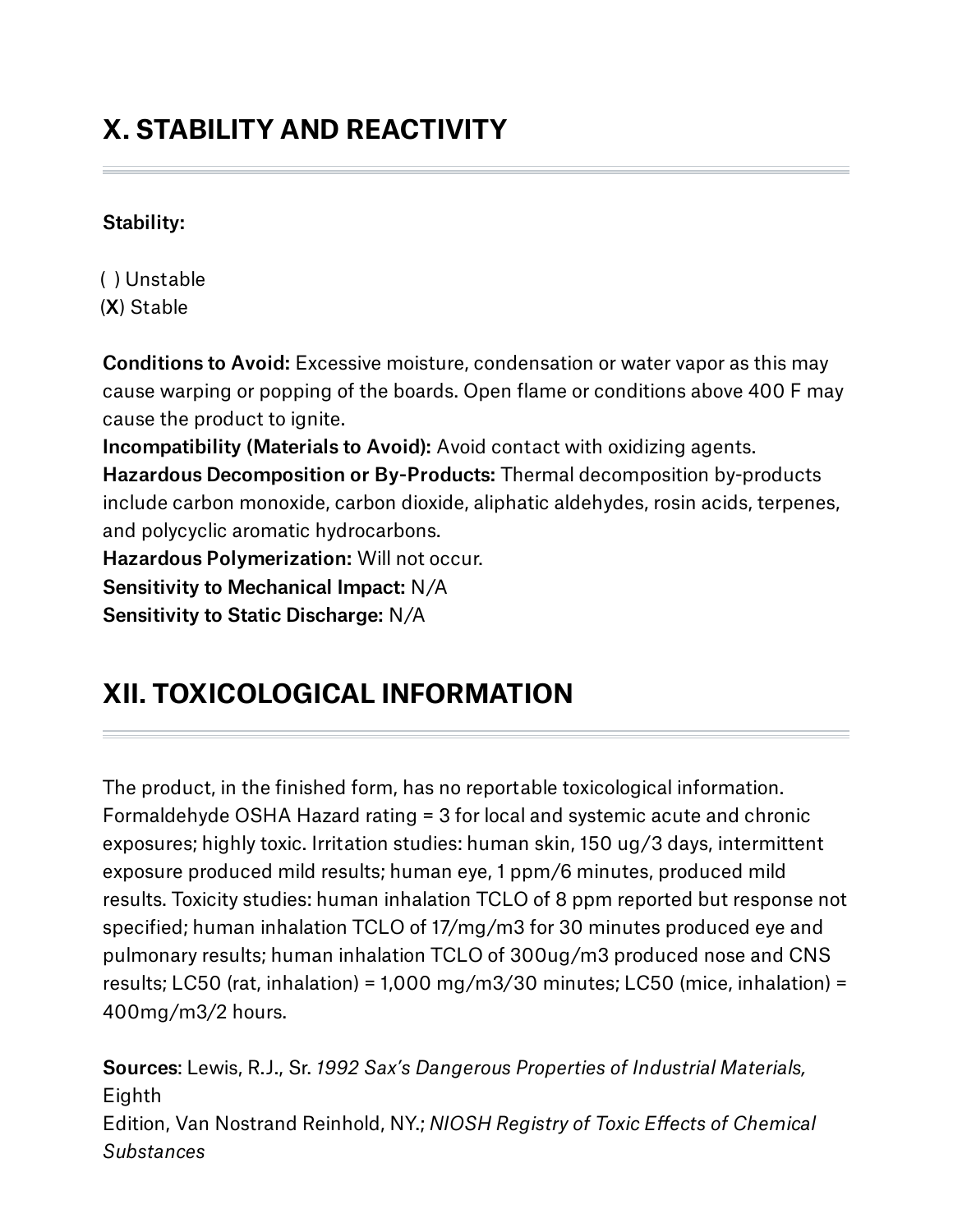## X. STABILITY AND REACTIVITY

**Stability:**

( ) Unstable
(**X**) Stable

**Conditions to Avoid:** Excessive moisture, condensation or water vapor as this may cause warping or popping of the boards. Open flame or conditions above 400 F may cause the product to ignite.
**Incompatibility (Materials to Avoid):** Avoid contact with oxidizing agents.
**Hazardous Decomposition or By-Products:** Thermal decomposition by-products include carbon monoxide, carbon dioxide, aliphatic aldehydes, rosin acids, terpenes, and polycyclic aromatic hydrocarbons.
**Hazardous Polymerization:** Will not occur.
**Sensitivity to Mechanical Impact:** N/A
**Sensitivity to Static Discharge:** N/A

## XII. TOXICOLOGICAL INFORMATION

The product, in the finished form, has no reportable toxicological information. Formaldehyde OSHA Hazard rating = 3 for local and systemic acute and chronic exposures; highly toxic. Irritation studies: human skin, 150 ug/3 days, intermittent exposure produced mild results; human eye, 1 ppm/6 minutes, produced mild results. Toxicity studies: human inhalation TCLO of 8 ppm reported but response not specified; human inhalation TCLO of 17/mg/m3 for 30 minutes produced eye and pulmonary results; human inhalation TCLO of 300ug/m3 produced nose and CNS results; LC50 (rat, inhalation) = 1,000 mg/m3/30 minutes; LC50 (mice, inhalation) = 400mg/m3/2 hours.

**Sources**: Lewis, R.J., Sr. *1992 Sax's Dangerous Properties of Industrial Materials,* Eighth
Edition, Van Nostrand Reinhold, NY.; *NIOSH Registry of Toxic Effects of Chemical Substances*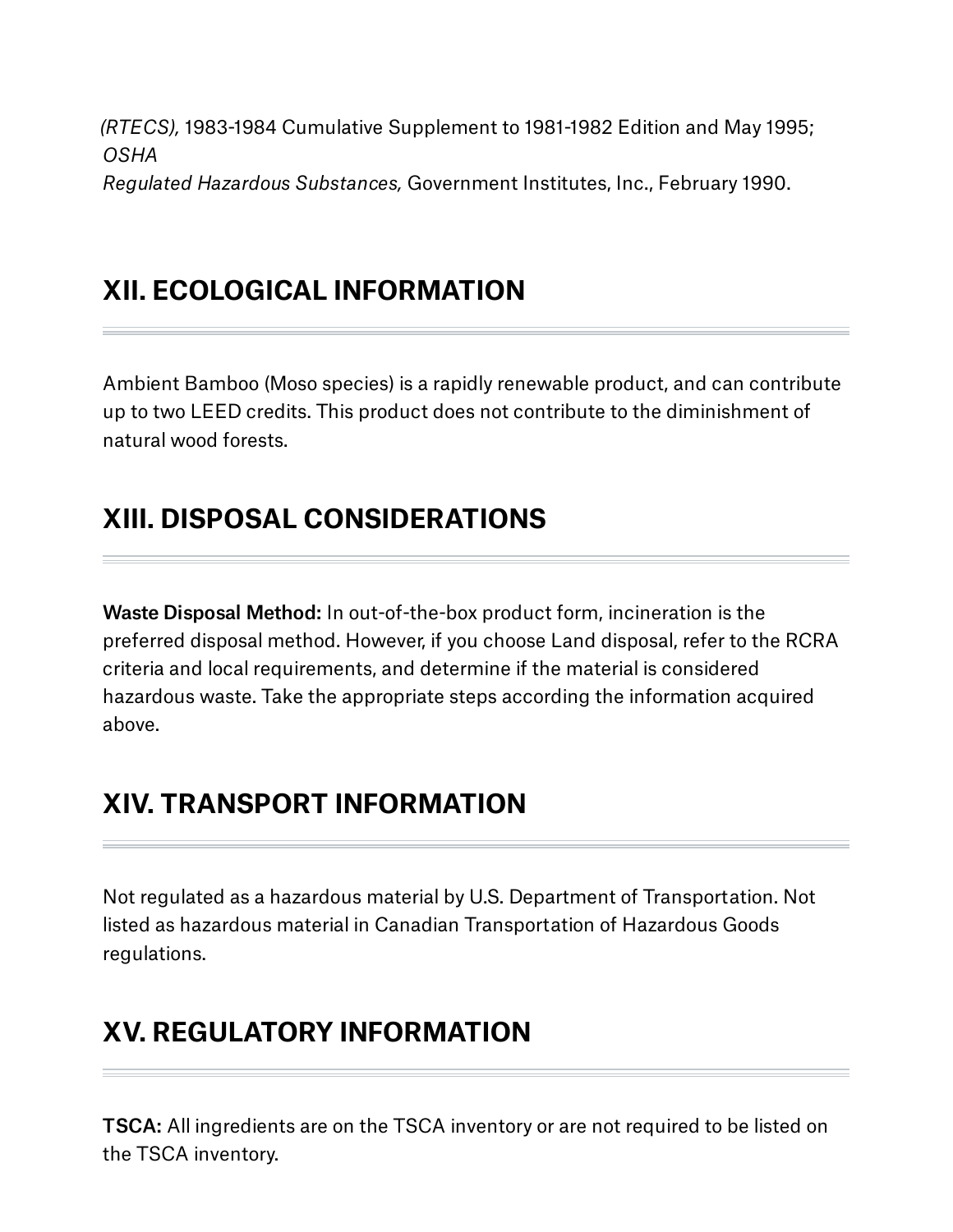*(RTECS),* 1983-1984 Cumulative Supplement to 1981-1982 Edition and May 1995; *OSHA Regulated Hazardous Substances,* Government Institutes, Inc., February 1990.

## XII. ECOLOGICAL INFORMATION

Ambient Bamboo (Moso species) is a rapidly renewable product, and can contribute up to two LEED credits. This product does not contribute to the diminishment of natural wood forests.

## XIII. DISPOSAL CONSIDERATIONS

**Waste Disposal Method:** In out-of-the-box product form, incineration is the preferred disposal method. However, if you choose Land disposal, refer to the RCRA criteria and local requirements, and determine if the material is considered hazardous waste. Take the appropriate steps according the information acquired above.

## XIV. TRANSPORT INFORMATION

Not regulated as a hazardous material by U.S. Department of Transportation. Not listed as hazardous material in Canadian Transportation of Hazardous Goods regulations.

## XV. REGULATORY INFORMATION

**TSCA:** All ingredients are on the TSCA inventory or are not required to be listed on the TSCA inventory.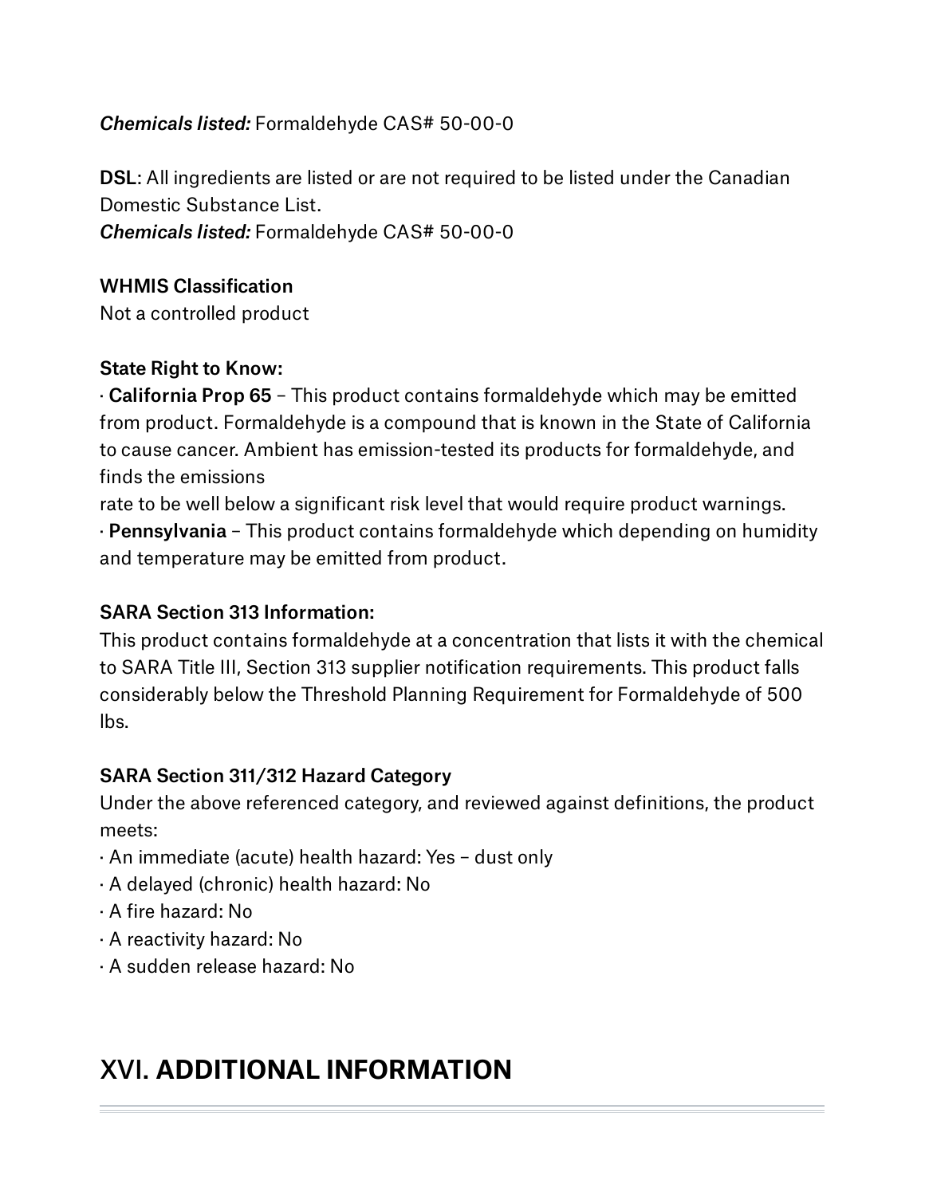***Chemicals listed:*** Formaldehyde CAS# 50-00-0

**DSL**: All ingredients are listed or are not required to be listed under the Canadian Domestic Substance List.
***Chemicals listed:*** Formaldehyde CAS# 50-00-0

**WHMIS Classification**
Not a controlled product

**State Right to Know:**
· **California Prop 65** – This product contains formaldehyde which may be emitted from product. Formaldehyde is a compound that is known in the State of California to cause cancer. Ambient has emission-tested its products for formaldehyde, and finds the emissions
rate to be well below a significant risk level that would require product warnings.
· **Pennsylvania** – This product contains formaldehyde which depending on humidity and temperature may be emitted from product.

**SARA Section 313 Information:**
This product contains formaldehyde at a concentration that lists it with the chemical to SARA Title III, Section 313 supplier notification requirements. This product falls considerably below the Threshold Planning Requirement for Formaldehyde of 500 lbs.

**SARA Section 311/312 Hazard Category**
Under the above referenced category, and reviewed against definitions, the product meets:
· An immediate (acute) health hazard: Yes – dust only
· A delayed (chronic) health hazard: No
· A fire hazard: No
· A reactivity hazard: No
· A sudden release hazard: No

## XVI. **ADDITIONAL INFORMATION**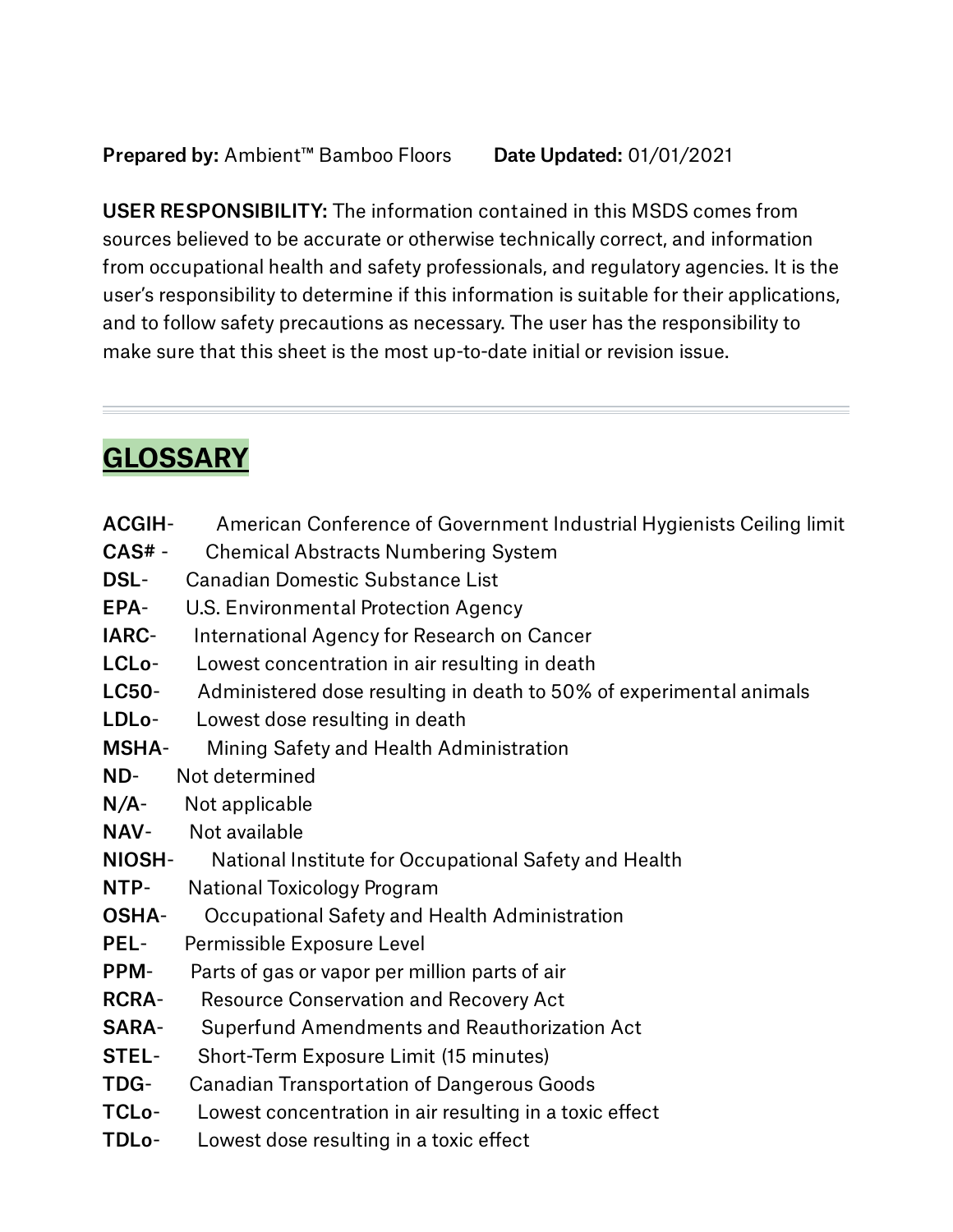**Prepared by:** Ambient™ Bamboo Floors **Date Updated:** 01/01/2021

**USER RESPONSIBILITY:** The information contained in this MSDS comes from sources believed to be accurate or otherwise technically correct, and information from occupational health and safety professionals, and regulatory agencies. It is the user's responsibility to determine if this information is suitable for their applications, and to follow safety precautions as necessary. The user has the responsibility to make sure that this sheet is the most up-to-date initial or revision issue.

---

## GLOSSARY

**ACGIH**- American Conference of Government Industrial Hygienists Ceiling limit
**CAS#** - Chemical Abstracts Numbering System
**DSL**- Canadian Domestic Substance List
**EPA**- U.S. Environmental Protection Agency
**IARC**- International Agency for Research on Cancer
**LCLo**- Lowest concentration in air resulting in death
**LC50**- Administered dose resulting in death to 50% of experimental animals
**LDLo**- Lowest dose resulting in death
**MSHA**- Mining Safety and Health Administration
**ND**- Not determined
**N/A**- Not applicable
**NAV**- Not available
**NIOSH**- National Institute for Occupational Safety and Health
**NTP**- National Toxicology Program
**OSHA**- Occupational Safety and Health Administration
**PEL**- Permissible Exposure Level
**PPM**- Parts of gas or vapor per million parts of air
**RCRA**- Resource Conservation and Recovery Act
**SARA**- Superfund Amendments and Reauthorization Act
**STEL**- Short-Term Exposure Limit (15 minutes)
**TDG**- Canadian Transportation of Dangerous Goods
**TCLo**- Lowest concentration in air resulting in a toxic effect
**TDLo**- Lowest dose resulting in a toxic effect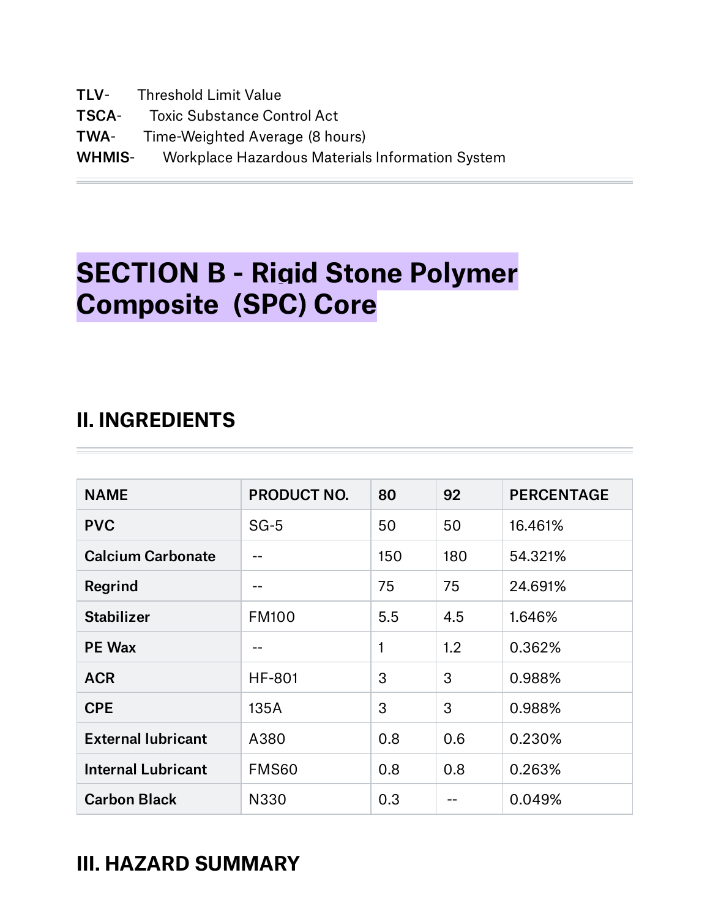**TLV**- Threshold Limit Value
**TSCA**- Toxic Substance Control Act
**TWA**- Time-Weighted Average (8 hours)
**WHMIS**- Workplace Hazardous Materials Information System

---

# SECTION B - Rigid Stone Polymer Composite (SPC) Core

## II. INGREDIENTS

---

| NAME | PRODUCT NO. | 80 | 92 | PERCENTAGE |
|---|---|---|---|---|
| **PVC** | SG-5 | 50 | 50 | 16.461% |
| **Calcium Carbonate** | -- | 150 | 180 | 54.321% |
| **Regrind** | -- | 75 | 75 | 24.691% |
| **Stabilizer** | FM100 | 5.5 | 4.5 | 1.646% |
| **PE Wax** | -- | 1 | 1.2 | 0.362% |
| **ACR** | HF-801 | 3 | 3 | 0.988% |
| **CPE** | 135A | 3 | 3 | 0.988% |
| **External lubricant** | A380 | 0.8 | 0.6 | 0.230% |
| **Internal Lubricant** | FMS60 | 0.8 | 0.8 | 0.263% |
| **Carbon Black** | N330 | 0.3 | -- | 0.049% |

## III. HAZARD SUMMARY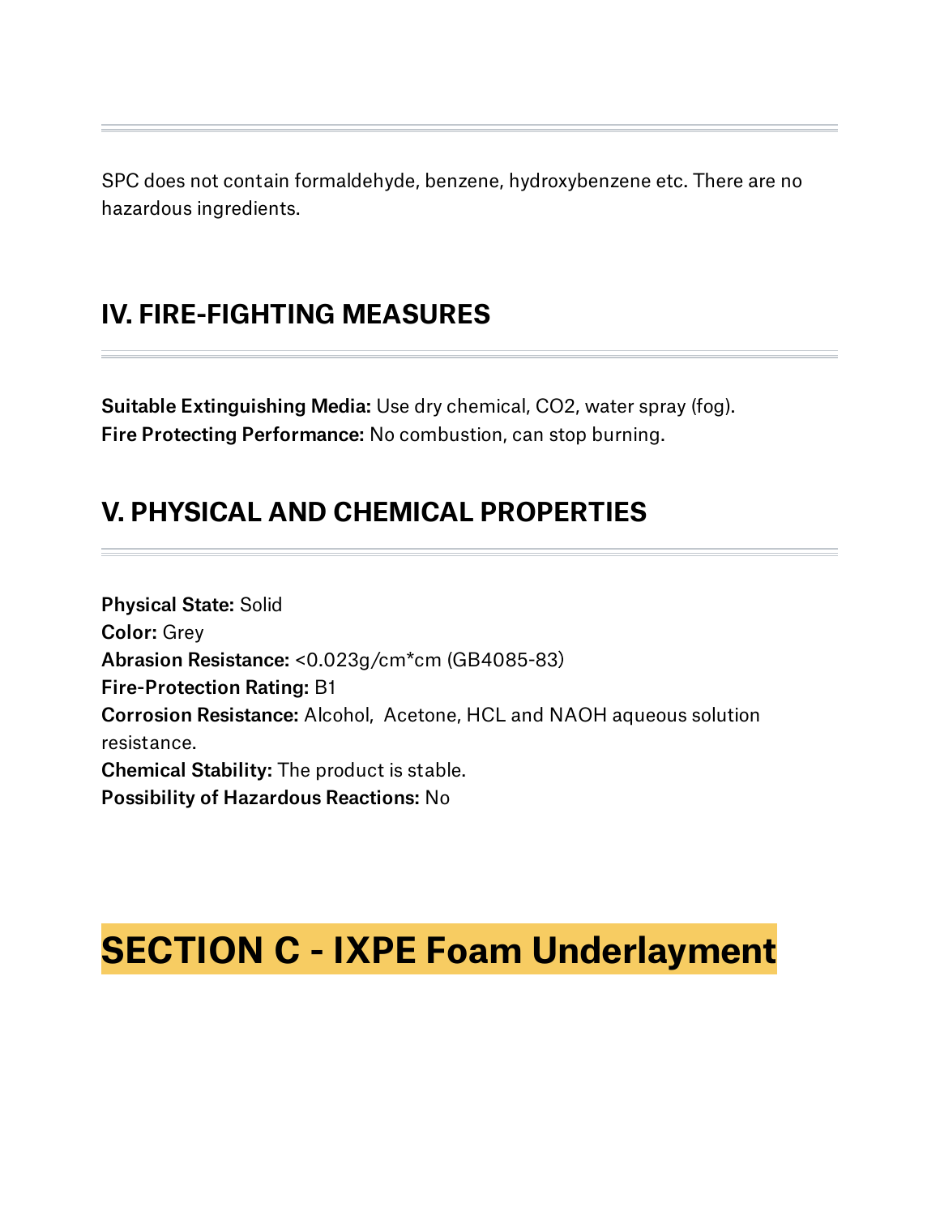SPC does not contain formaldehyde, benzene, hydroxybenzene etc. There are no hazardous ingredients.

## IV. FIRE-FIGHTING MEASURES

**Suitable Extinguishing Media:** Use dry chemical, $CO_2$, water spray (fog).
**Fire Protecting Performance:** No combustion, can stop burning.

## V. PHYSICAL AND CHEMICAL PROPERTIES

**Physical State:** Solid
**Color:** Grey
**Abrasion Resistance:** <0.023g/cm*cm (GB4085-83)
**Fire-Protection Rating:** B1
**Corrosion Resistance:** Alcohol, Acetone, HCL and NAOH aqueous solution resistance.
**Chemical Stability:** The product is stable.
**Possibility of Hazardous Reactions:** No

# SECTION C - IXPE Foam Underlayment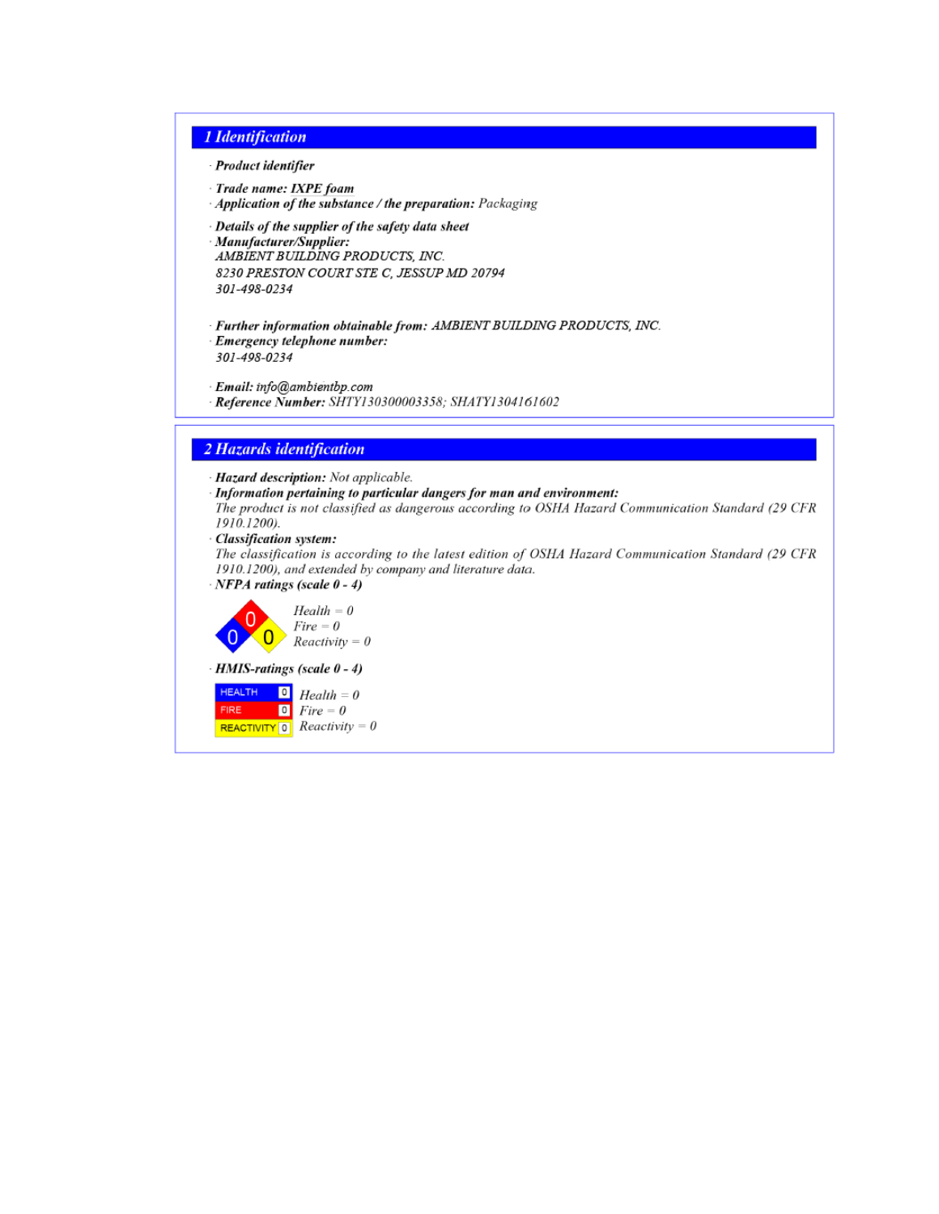## 1 Identification

· **Product identifier**

· **Trade name: IXPE foam**
· **Application of the substance / the preparation:** Packaging

· **Details of the supplier of the safety data sheet**
· **Manufacturer/Supplier:**
AMBIENT BUILDING PRODUCTS, INC.
8230 PRESTON COURT STE C, JESSUP MD 20794
301-498-0234

· **Further information obtainable from:** AMBIENT BUILDING PRODUCTS, INC.
· **Emergency telephone number:**
301-498-0234

· **Email:** info@ambientbp.com
· **Reference Number:** SHTY130300003358; SHATY1304161602

## 2 Hazards identification

· **Hazard description:** Not applicable.
· **Information pertaining to particular dangers for man and environment:**
The product is not classified as dangerous according to OSHA Hazard Communication Standard (29 CFR 1910.1200).
· **Classification system:**
The classification is according to the latest edition of OSHA Hazard Communication Standard (29 CFR 1910.1200), and extended by company and literature data.
· **NFPA ratings (scale 0 - 4)**

Health = 0
Fire = 0
Reactivity = 0

· **HMIS-ratings (scale 0 - 4)**

| HEALTH | 0 |
|---|---|
| FIRE | 0 |
| REACTIVITY | 0 |

Health = 0
Fire = 0
Reactivity = 0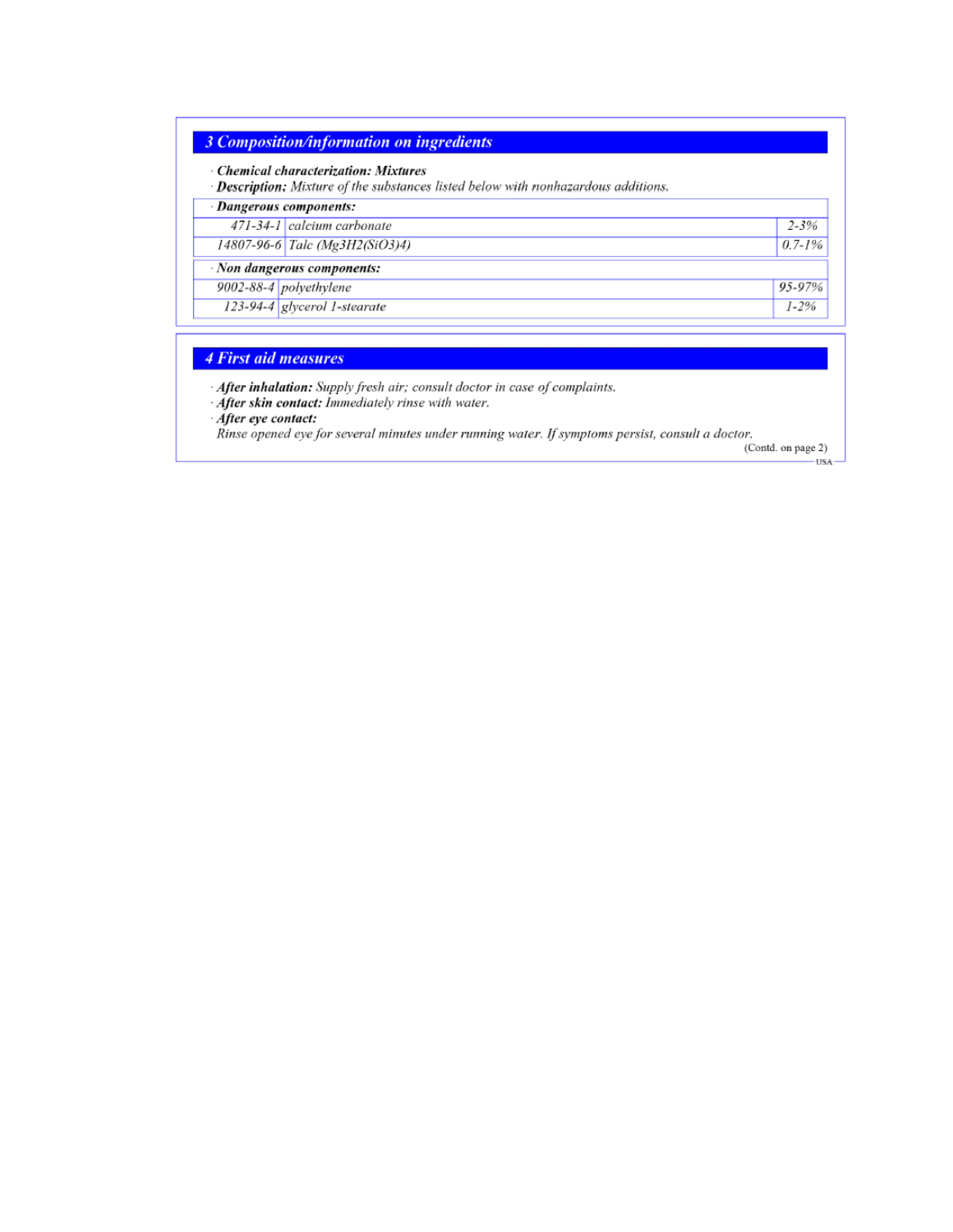## 3 Composition/information on ingredients

· **Chemical characterization: Mixtures**

· **Description:** *Mixture of the substances listed below with nonhazardous additions.*

· **Dangerous components:**

| | | |
|---|---|---|
| 471-34-1 | calcium carbonate | 2-3% |
| 14807-96-6 | Talc ($Mg_3H_2(SiO_3)_4$) | 0.7-1% |

· **Non dangerous components:**

| | | |
|---|---|---|
| 9002-88-4 | polyethylene | 95-97% |
| 123-94-4 | glycerol 1-stearate | 1-2% |

## 4 First aid measures

· **After inhalation:** *Supply fresh air; consult doctor in case of complaints.*

· **After skin contact:** *Immediately rinse with water.*

· **After eye contact:**

*Rinse opened eye for several minutes under running water. If symptoms persist, consult a doctor.*

(Contd. on page 2)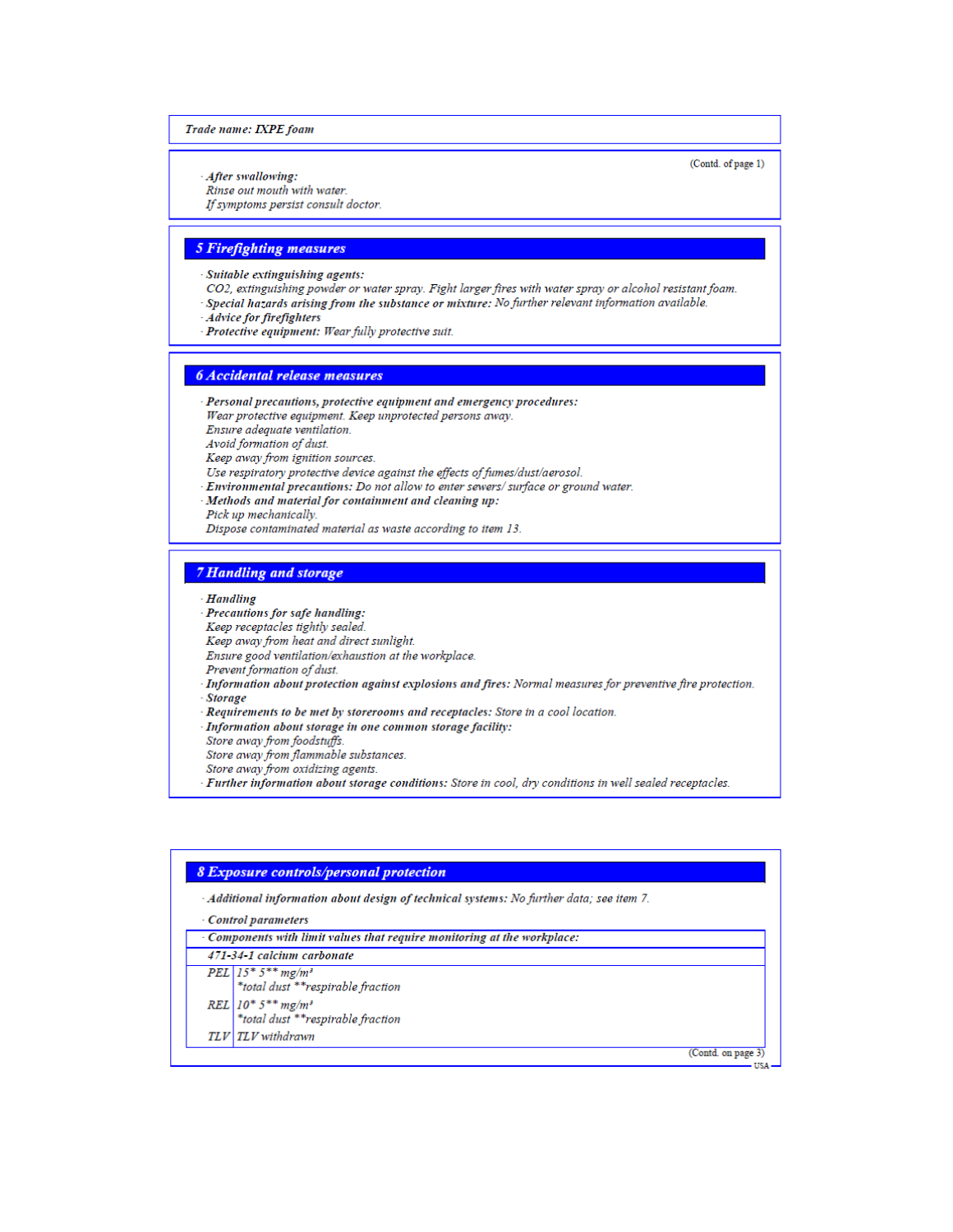Trade name: IXPE foam

(Contd. of page 1)

· **After swallowing:**
Rinse out mouth with water.
If symptoms persist consult doctor.

## 5 Firefighting measures

· **Suitable extinguishing agents:**
$CO_2$, extinguishing powder or water spray. Fight larger fires with water spray or alcohol resistant foam.
· **Special hazards arising from the substance or mixture:** No further relevant information available.
· **Advice for firefighters**
· **Protective equipment:** Wear fully protective suit.

## 6 Accidental release measures

· **Personal precautions, protective equipment and emergency procedures:**
Wear protective equipment. Keep unprotected persons away.
Ensure adequate ventilation.
Avoid formation of dust.
Keep away from ignition sources.
Use respiratory protective device against the effects of fumes/dust/aerosol.
· **Environmental precautions:** Do not allow to enter sewers/ surface or ground water.
· **Methods and material for containment and cleaning up:**
Pick up mechanically.
Dispose contaminated material as waste according to item 13.

## 7 Handling and storage

· **Handling**
· **Precautions for safe handling:**
Keep receptacles tightly sealed.
Keep away from heat and direct sunlight.
Ensure good ventilation/exhaustion at the workplace.
Prevent formation of dust.
· **Information about protection against explosions and fires:** Normal measures for preventive fire protection.
· **Storage**
· **Requirements to be met by storerooms and receptacles:** Store in a cool location.
· **Information about storage in one common storage facility:**
Store away from foodstuffs.
Store away from flammable substances.
Store away from oxidizing agents.
· **Further information about storage conditions:** Store in cool, dry conditions in well sealed receptacles.

## 8 Exposure controls/personal protection

· **Additional information about design of technical systems:** No further data; see item 7.

· **Control parameters**

| · Components with limit values that require monitoring at the workplace: | |
|---|---|
| **471-34-1 calcium carbonate** | |
| PEL | 15* 5** mg/m³<br>*total dust **respirable fraction |
| REL | 10* 5** mg/m³<br>*total dust **respirable fraction |
| TLV | TLV withdrawn |

(Contd. on page 3)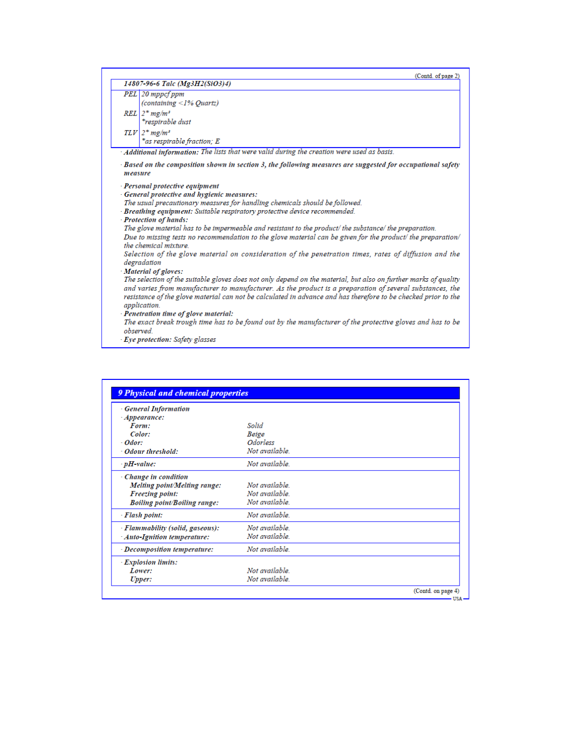(Contd. of page 2)

| 14807-96-6 Talc ($Mg_3H_2(SiO_3)_4$) | |
|---|---|
| PEL | 20 mppcf ppm (containing <1% Quartz) |
| REL | 2* mg/m³ *respirable dust |
| TLV | 2* mg/m³ *as respirable fraction; E |

· **Additional information:** The lists that were valid during the creation were used as basis.

· **Based on the composition shown in section 3, the following measures are suggested for occupational safety measure**

· **Personal protective equipment**

· **General protective and hygienic measures:**
The usual precautionary measures for handling chemicals should be followed.

· **Breathing equipment:** Suitable respiratory protective device recommended.

· **Protection of hands:**
The glove material has to be impermeable and resistant to the product/ the substance/ the preparation.
Due to missing tests no recommendation to the glove material can be given for the product/ the preparation/ the chemical mixture.
Selection of the glove material on consideration of the penetration times, rates of diffusion and the degradation

· **Material of gloves:**
The selection of the suitable gloves does not only depend on the material, but also on further marks of quality and varies from manufacturer to manufacturer. As the product is a preparation of several substances, the resistance of the glove material can not be calculated in advance and has therefore to be checked prior to the application.

· **Penetration time of glove material:**
The exact break trough time has to be found out by the manufacturer of the protective gloves and has to be observed.

· **Eye protection:** Safety glasses

## 9 Physical and chemical properties

| | |
|---|---|
| · **General Information** | |
| · **Appearance:** | |
| **Form:** | Solid |
| **Color:** | Beige |
| · **Odor:** | Odorless |
| · **Odour threshold:** | Not available. |
| · **pH-value:** | Not available. |
| · **Change in condition** | |
| **Melting point/Melting range:** | Not available. |
| **Freezing point:** | Not available. |
| **Boiling point/Boiling range:** | Not available. |
| · **Flash point:** | Not available. |
| · **Flammability (solid, gaseous):** | Not available. |
| · **Auto-Ignition temperature:** | Not available. |
| · **Decomposition temperature:** | Not available. |
| · **Explosion limits:** | |
| **Lower:** | Not available. |
| **Upper:** | Not available. |

(Contd. on page 4)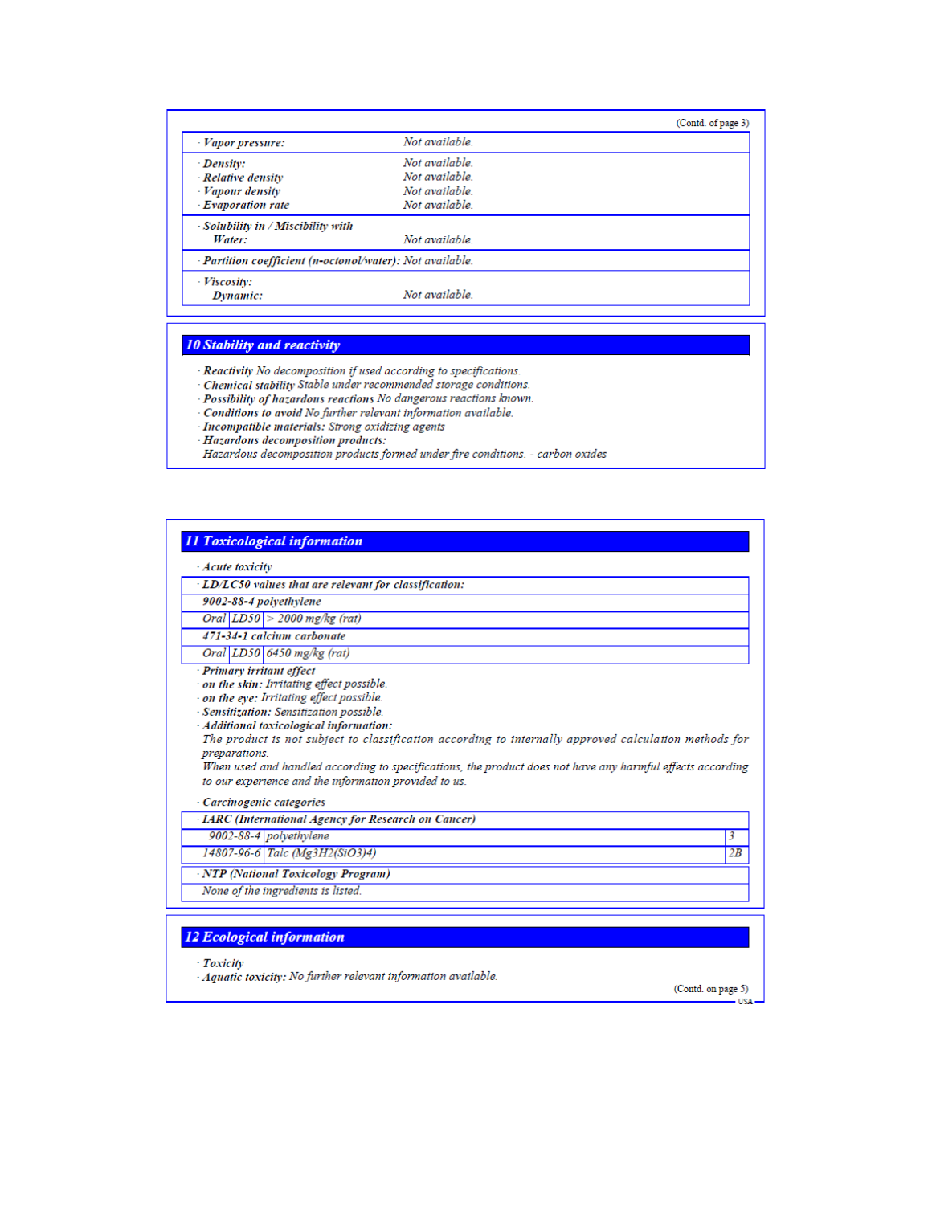(Contd. of page 3)

| | |
|---|---|
| · ***Vapor pressure:*** | *Not available.* |
| · ***Density:*** | *Not available.* |
| · ***Relative density*** | *Not available.* |
| · ***Vapour density*** | *Not available.* |
| · ***Evaporation rate*** | *Not available.* |
| · ***Solubility in / Miscibility with Water:*** | *Not available.* |
| · ***Partition coefficient (n-octonol/water):*** | *Not available.* |
| · ***Viscosity: Dynamic:*** | *Not available.* |

## 10 Stability and reactivity

· ***Reactivity*** *No decomposition if used according to specifications.*
· ***Chemical stability*** *Stable under recommended storage conditions.*
· ***Possibility of hazardous reactions*** *No dangerous reactions known.*
· ***Conditions to avoid*** *No further relevant information available.*
· ***Incompatible materials:*** *Strong oxidizing agents*
· ***Hazardous decomposition products:***
*Hazardous decomposition products formed under fire conditions. - carbon oxides*

## 11 Toxicological information

· ***Acute toxicity***

| · ***LD/LC50 values that are relevant for classification:*** | | |
|---|---|---|
| ***9002-88-4 polyethylene*** | | |
| *Oral* | *LD50* | *> 2000 mg/kg (rat)* |
| ***471-34-1 calcium carbonate*** | | |
| *Oral* | *LD50* | *6450 mg/kg (rat)* |

· ***Primary irritant effect***
· ***on the skin:*** *Irritating effect possible.*
· ***on the eye:*** *Irritating effect possible.*
· ***Sensitization:*** *Sensitization possible.*
· ***Additional toxicological information:***
*The product is not subject to classification according to internally approved calculation methods for preparations.*
*When used and handled according to specifications, the product does not have any harmful effects according to our experience and the information provided to us.*

· ***Carcinogenic categories***

| · ***IARC (International Agency for Research on Cancer)*** | | |
|---|---|---|
| *9002-88-4* | *polyethylene* | *3* |
| *14807-96-6* | *Talc (Mg3H2(SiO3)4)* | *2B* |

| · ***NTP (National Toxicology Program)*** |
|---|
| *None of the ingredients is listed.* |

## 12 Ecological information

· ***Toxicity***
· ***Aquatic toxicity:*** *No further relevant information available.*

(Contd. on page 5)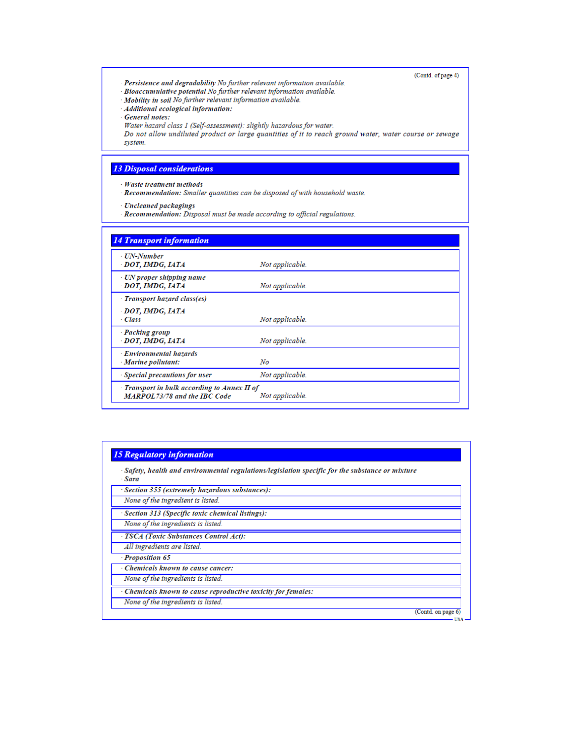(Contd. of page 4)

· **Persistence and degradability** *No further relevant information available.*
· **Bioaccumulative potential** *No further relevant information available.*
· **Mobility in soil** *No further relevant information available.*
· **Additional ecological information:**
· **General notes:**
*Water hazard class 1 (Self-assessment): slightly hazardous for water.*
*Do not allow undiluted product or large quantities of it to reach ground water, water course or sewage system.*

## 13 Disposal considerations

· **Waste treatment methods**
· **Recommendation:** *Smaller quantities can be disposed of with household waste.*

· **Uncleaned packagings**
· **Recommendation:** *Disposal must be made according to official regulations.*

## 14 Transport information

| | |
|---|---|
| · **UN-Number** | |
| · **DOT, IMDG, IATA** | *Not applicable.* |
| · **UN proper shipping name** | |
| · **DOT, IMDG, IATA** | *Not applicable.* |
| · **Transport hazard class(es)** | |
| · **DOT, IMDG, IATA** | |
| · **Class** | *Not applicable.* |
| · **Packing group** | |
| · **DOT, IMDG, IATA** | *Not applicable.* |
| · **Environmental hazards** | |
| · **Marine pollutant:** | *No* |
| · **Special precautions for user** | *Not applicable.* |
| · **Transport in bulk according to Annex II of MARPOL73/78 and the IBC Code** | *Not applicable.* |

## 15 Regulatory information

· **Safety, health and environmental regulations/legislation specific for the substance or mixture**
· **Sara**

· **Section 355 (extremely hazardous substances):**
*None of the ingredient is listed.*

· **Section 313 (Specific toxic chemical listings):**
*None of the ingredients is listed.*

· **TSCA (Toxic Substances Control Act):**
*All ingredients are listed.*

· **Proposition 65**

· **Chemicals known to cause cancer:**
*None of the ingredients is listed.*

· **Chemicals known to cause reproductive toxicity for females:**
*None of the ingredients is listed.*

(Contd. on page 6)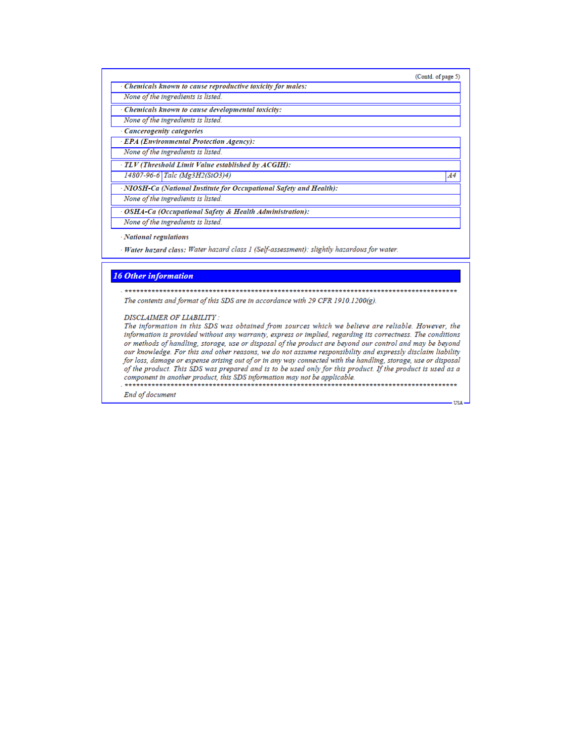(Contd. of page 5)

· **Chemicals known to cause reproductive toxicity for males:**

None of the ingredients is listed.

· **Chemicals known to cause developmental toxicity:**

None of the ingredients is listed.

· **Cancerogenity categories**

· **EPA (Environmental Protection Agency):**

None of the ingredients is listed.

· **TLV (Threshold Limit Value established by ACGIH):**

| | | |
|---|---|---|
| 14807-96-6 | Talc (Mg3H2(SiO3)4) | A4 |

· **NIOSH-Ca (National Institute for Occupational Safety and Health):**

None of the ingredients is listed.

· **OSHA-Ca (Occupational Safety & Health Administration):**

None of the ingredients is listed.

· **National regulations**

· **Water hazard class:** Water hazard class 1 (Self-assessment): slightly hazardous for water.

## 16 Other information

· ******************************************************************************************

The contents and format of this SDS are in accordance with 29 CFR 1910.1200(g).

DISCLAIMER OF LIABILITY :

The information in this SDS was obtained from sources which we believe are reliable. However, the information is provided without any warranty, express or implied, regarding its correctness. The conditions or methods of handling, storage, use or disposal of the product are beyond our control and may be beyond our knowledge. For this and other reasons, we do not assume responsibility and expressly disclaim liability for loss, damage or expense arising out of or in any way connected with the handling, storage, use or disposal of the product. This SDS was prepared and is to be used only for this product. If the product is used as a component in another product, this SDS information may not be applicable.

· ******************************************************************************************

End of document